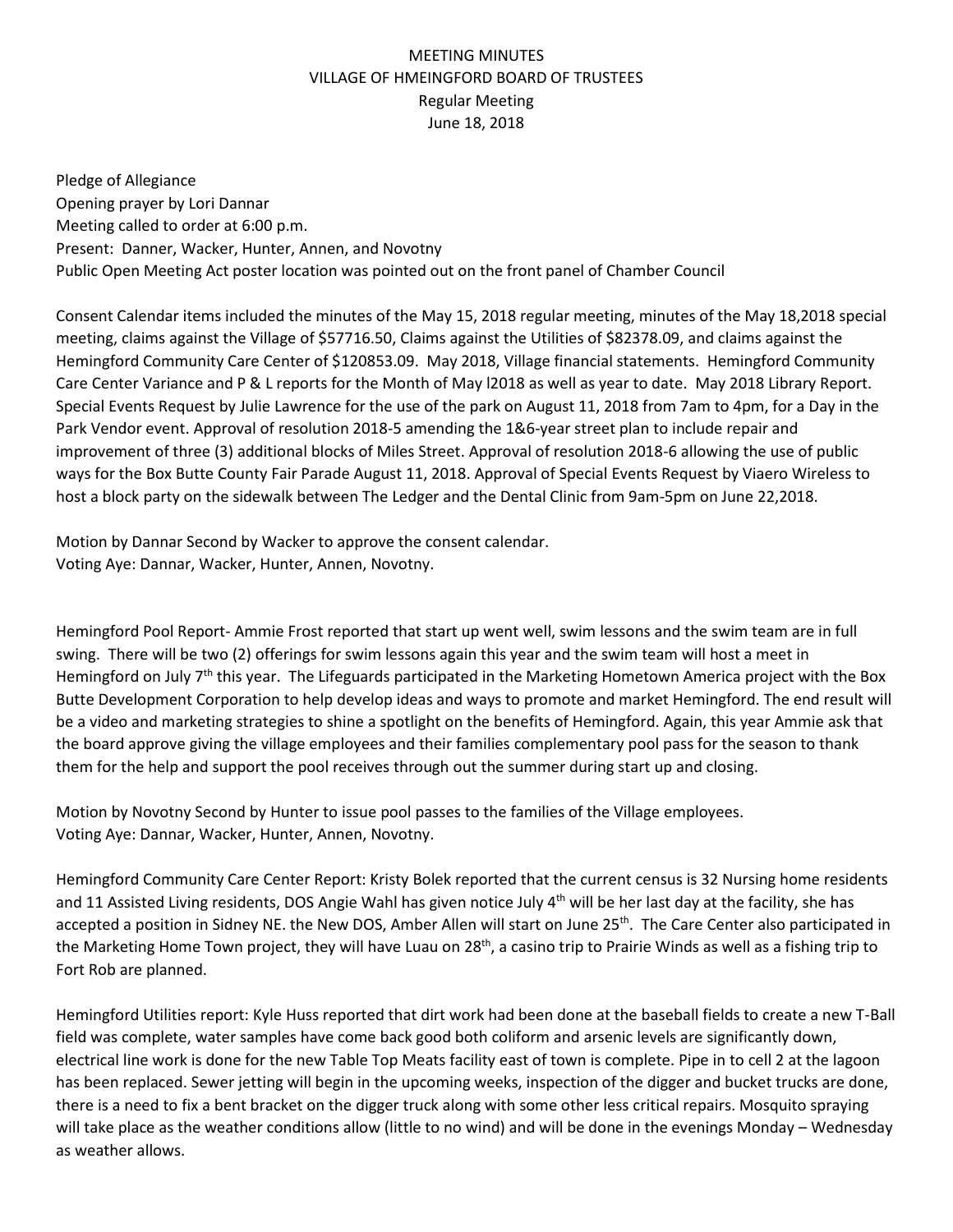MEETING MINUTES
VILLAGE OF HMEINGFORD BOARD OF TRUSTEES
Regular Meeting
June 18, 2018

Pledge of Allegiance
Opening prayer by Lori Dannar
Meeting called to order at 6:00 p.m.
Present: Danner, Wacker, Hunter, Annen, and Novotny
Public Open Meeting Act poster location was pointed out on the front panel of Chamber Council

Consent Calendar items included the minutes of the May 15, 2018 regular meeting, minutes of the May 18,2018 special meeting, claims against the Village of $57716.50, Claims against the Utilities of $82378.09, and claims against the Hemingford Community Care Center of $120853.09. May 2018, Village financial statements. Hemingford Community Care Center Variance and P & L reports for the Month of May l2018 as well as year to date. May 2018 Library Report. Special Events Request by Julie Lawrence for the use of the park on August 11, 2018 from 7am to 4pm, for a Day in the Park Vendor event. Approval of resolution 2018-5 amending the 1&6-year street plan to include repair and improvement of three (3) additional blocks of Miles Street. Approval of resolution 2018-6 allowing the use of public ways for the Box Butte County Fair Parade August 11, 2018. Approval of Special Events Request by Viaero Wireless to host a block party on the sidewalk between The Ledger and the Dental Clinic from 9am-5pm on June 22,2018.

Motion by Dannar Second by Wacker to approve the consent calendar.
Voting Aye: Dannar, Wacker, Hunter, Annen, Novotny.

Hemingford Pool Report- Ammie Frost reported that start up went well, swim lessons and the swim team are in full swing. There will be two (2) offerings for swim lessons again this year and the swim team will host a meet in Hemingford on July 7th this year. The Lifeguards participated in the Marketing Hometown America project with the Box Butte Development Corporation to help develop ideas and ways to promote and market Hemingford. The end result will be a video and marketing strategies to shine a spotlight on the benefits of Hemingford. Again, this year Ammie ask that the board approve giving the village employees and their families complementary pool pass for the season to thank them for the help and support the pool receives through out the summer during start up and closing.

Motion by Novotny Second by Hunter to issue pool passes to the families of the Village employees.
Voting Aye: Dannar, Wacker, Hunter, Annen, Novotny.

Hemingford Community Care Center Report: Kristy Bolek reported that the current census is 32 Nursing home residents and 11 Assisted Living residents, DOS Angie Wahl has given notice July 4th will be her last day at the facility, she has accepted a position in Sidney NE. the New DOS, Amber Allen will start on June 25th. The Care Center also participated in the Marketing Home Town project, they will have Luau on 28th, a casino trip to Prairie Winds as well as a fishing trip to Fort Rob are planned.

Hemingford Utilities report: Kyle Huss reported that dirt work had been done at the baseball fields to create a new T-Ball field was complete, water samples have come back good both coliform and arsenic levels are significantly down, electrical line work is done for the new Table Top Meats facility east of town is complete. Pipe in to cell 2 at the lagoon has been replaced. Sewer jetting will begin in the upcoming weeks, inspection of the digger and bucket trucks are done, there is a need to fix a bent bracket on the digger truck along with some other less critical repairs. Mosquito spraying will take place as the weather conditions allow (little to no wind) and will be done in the evenings Monday – Wednesday as weather allows.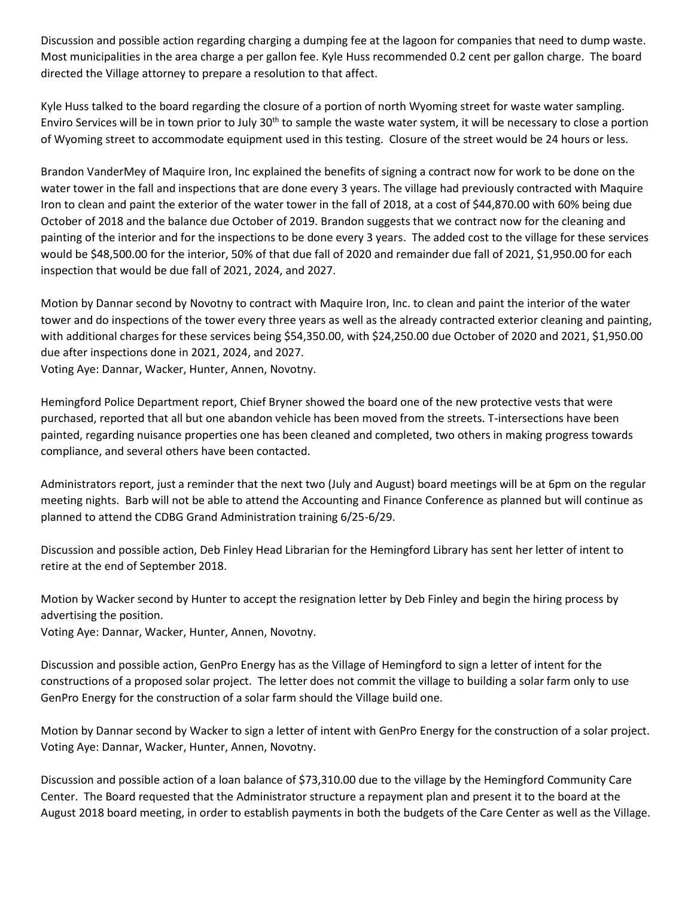Discussion and possible action regarding charging a dumping fee at the lagoon for companies that need to dump waste. Most municipalities in the area charge a per gallon fee. Kyle Huss recommended 0.2 cent per gallon charge. The board directed the Village attorney to prepare a resolution to that affect.

Kyle Huss talked to the board regarding the closure of a portion of north Wyoming street for waste water sampling. Enviro Services will be in town prior to July 30th to sample the waste water system, it will be necessary to close a portion of Wyoming street to accommodate equipment used in this testing. Closure of the street would be 24 hours or less.

Brandon VanderMey of Maquire Iron, Inc explained the benefits of signing a contract now for work to be done on the water tower in the fall and inspections that are done every 3 years. The village had previously contracted with Maquire Iron to clean and paint the exterior of the water tower in the fall of 2018, at a cost of $44,870.00 with 60% being due October of 2018 and the balance due October of 2019. Brandon suggests that we contract now for the cleaning and painting of the interior and for the inspections to be done every 3 years. The added cost to the village for these services would be $48,500.00 for the interior, 50% of that due fall of 2020 and remainder due fall of 2021, $1,950.00 for each inspection that would be due fall of 2021, 2024, and 2027.

Motion by Dannar second by Novotny to contract with Maquire Iron, Inc. to clean and paint the interior of the water tower and do inspections of the tower every three years as well as the already contracted exterior cleaning and painting, with additional charges for these services being $54,350.00, with $24,250.00 due October of 2020 and 2021, $1,950.00 due after inspections done in 2021, 2024, and 2027.
Voting Aye: Dannar, Wacker, Hunter, Annen, Novotny.

Hemingford Police Department report, Chief Bryner showed the board one of the new protective vests that were purchased, reported that all but one abandon vehicle has been moved from the streets. T-intersections have been painted, regarding nuisance properties one has been cleaned and completed, two others in making progress towards compliance, and several others have been contacted.

Administrators report, just a reminder that the next two (July and August) board meetings will be at 6pm on the regular meeting nights. Barb will not be able to attend the Accounting and Finance Conference as planned but will continue as planned to attend the CDBG Grand Administration training 6/25-6/29.

Discussion and possible action, Deb Finley Head Librarian for the Hemingford Library has sent her letter of intent to retire at the end of September 2018.

Motion by Wacker second by Hunter to accept the resignation letter by Deb Finley and begin the hiring process by advertising the position.
Voting Aye: Dannar, Wacker, Hunter, Annen, Novotny.

Discussion and possible action, GenPro Energy has as the Village of Hemingford to sign a letter of intent for the constructions of a proposed solar project. The letter does not commit the village to building a solar farm only to use GenPro Energy for the construction of a solar farm should the Village build one.

Motion by Dannar second by Wacker to sign a letter of intent with GenPro Energy for the construction of a solar project.
Voting Aye: Dannar, Wacker, Hunter, Annen, Novotny.

Discussion and possible action of a loan balance of $73,310.00 due to the village by the Hemingford Community Care Center. The Board requested that the Administrator structure a repayment plan and present it to the board at the August 2018 board meeting, in order to establish payments in both the budgets of the Care Center as well as the Village.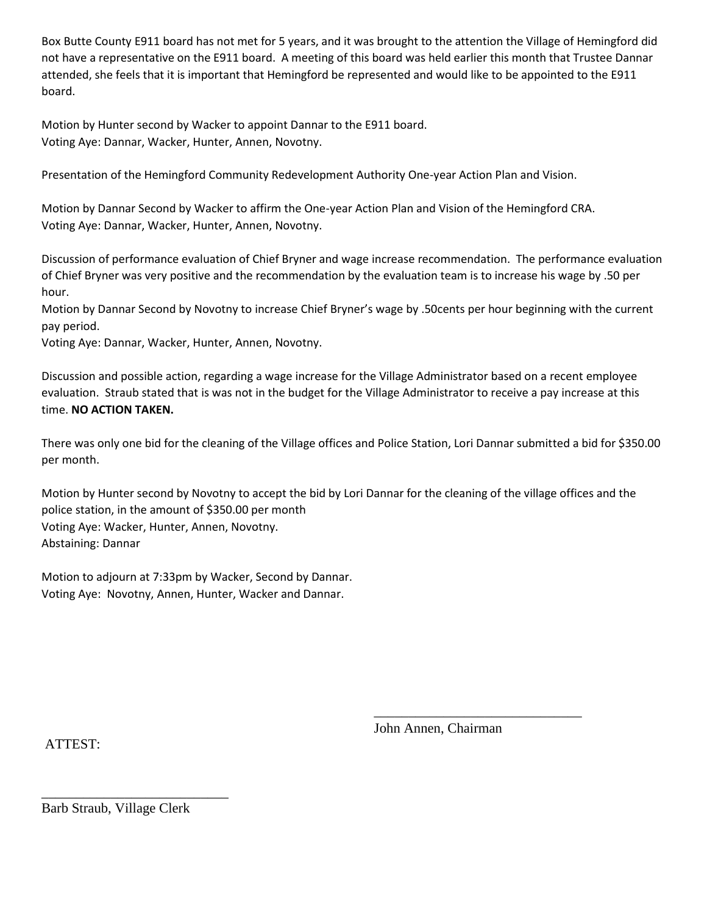Box Butte County E911 board has not met for 5 years, and it was brought to the attention the Village of Hemingford did not have a representative on the E911 board. A meeting of this board was held earlier this month that Trustee Dannar attended, she feels that it is important that Hemingford be represented and would like to be appointed to the E911 board.

Motion by Hunter second by Wacker to appoint Dannar to the E911 board.
Voting Aye: Dannar, Wacker, Hunter, Annen, Novotny.

Presentation of the Hemingford Community Redevelopment Authority One-year Action Plan and Vision.

Motion by Dannar Second by Wacker to affirm the One-year Action Plan and Vision of the Hemingford CRA.
Voting Aye: Dannar, Wacker, Hunter, Annen, Novotny.

Discussion of performance evaluation of Chief Bryner and wage increase recommendation. The performance evaluation of Chief Bryner was very positive and the recommendation by the evaluation team is to increase his wage by .50 per hour.
Motion by Dannar Second by Novotny to increase Chief Bryner's wage by .50cents per hour beginning with the current pay period.
Voting Aye: Dannar, Wacker, Hunter, Annen, Novotny.

Discussion and possible action, regarding a wage increase for the Village Administrator based on a recent employee evaluation. Straub stated that is was not in the budget for the Village Administrator to receive a pay increase at this time. **NO ACTION TAKEN.**

There was only one bid for the cleaning of the Village offices and Police Station, Lori Dannar submitted a bid for $350.00 per month.

Motion by Hunter second by Novotny to accept the bid by Lori Dannar for the cleaning of the village offices and the police station, in the amount of $350.00 per month
Voting Aye: Wacker, Hunter, Annen, Novotny.
Abstaining: Dannar

Motion to adjourn at 7:33pm by Wacker, Second by Dannar.
Voting Aye: Novotny, Annen, Hunter, Wacker and Dannar.

\_\_\_\_\_\_\_\_\_\_\_\_\_\_\_\_\_\_\_\_\_\_\_\_\_\_\_\_\_\_
John Annen, Chairman

ATTEST:

\_\_\_\_\_\_\_\_\_\_\_\_\_\_\_\_\_\_\_\_\_\_\_\_\_\_\_\_
Barb Straub, Village Clerk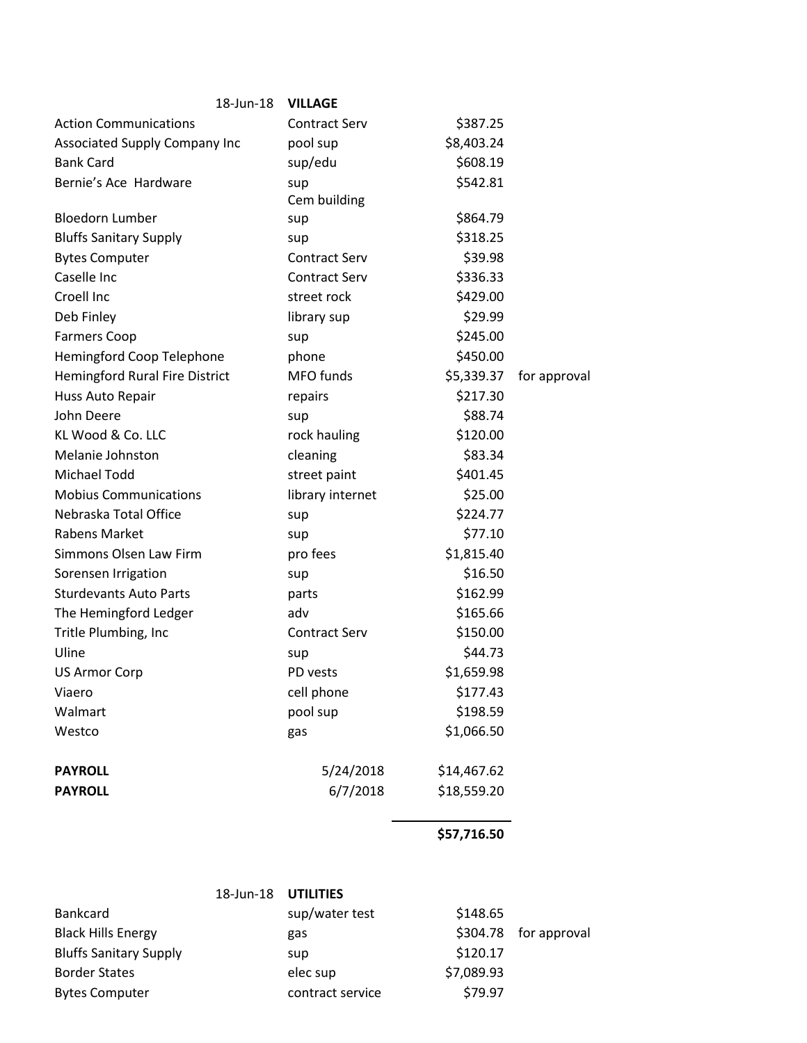| 18-Jun-18 | **VILLAGE** | | |
|---|---|---|---|
| Action Communications | Contract Serv | $387.25 | |
| Associated Supply Company Inc | pool sup | $8,403.24 | |
| Bank Card | sup/edu | $608.19 | |
| Bernie's Ace Hardware | sup | $542.81 | |
| Bloedorn Lumber | Cem building sup | $864.79 | |
| Bluffs Sanitary Supply | sup | $318.25 | |
| Bytes Computer | Contract Serv | $39.98 | |
| Caselle Inc | Contract Serv | $336.33 | |
| Croell Inc | street rock | $429.00 | |
| Deb Finley | library sup | $29.99 | |
| Farmers Coop | sup | $245.00 | |
| Hemingford Coop Telephone | phone | $450.00 | |
| Hemingford Rural Fire District | MFO funds | $5,339.37 | for approval |
| Huss Auto Repair | repairs | $217.30 | |
| John Deere | sup | $88.74 | |
| KL Wood & Co. LLC | rock hauling | $120.00 | |
| Melanie Johnston | cleaning | $83.34 | |
| Michael Todd | street paint | $401.45 | |
| Mobius Communications | library internet | $25.00 | |
| Nebraska Total Office | sup | $224.77 | |
| Rabens Market | sup | $77.10 | |
| Simmons Olsen Law Firm | pro fees | $1,815.40 | |
| Sorensen Irrigation | sup | $16.50 | |
| Sturdevants Auto Parts | parts | $162.99 | |
| The Hemingford Ledger | adv | $165.66 | |
| Tritle Plumbing, Inc | Contract Serv | $150.00 | |
| Uline | sup | $44.73 | |
| US Armor Corp | PD vests | $1,659.98 | |
| Viaero | cell phone | $177.43 | |
| Walmart | pool sup | $198.59 | |
| Westco | gas | $1,066.50 | |
| **PAYROLL** | 5/24/2018 | $14,467.62 | |
| **PAYROLL** | 6/7/2018 | $18,559.20 | |
| | | **$57,716.50** | |

| 18-Jun-18 | **UTILITIES** | | |
|---|---|---|---|
| Bankcard | sup/water test | $148.65 | |
| Black Hills Energy | gas | $304.78 | for approval |
| Bluffs Sanitary Supply | sup | $120.17 | |
| Border States | elec sup | $7,089.93 | |
| Bytes Computer | contract service | $79.97 | |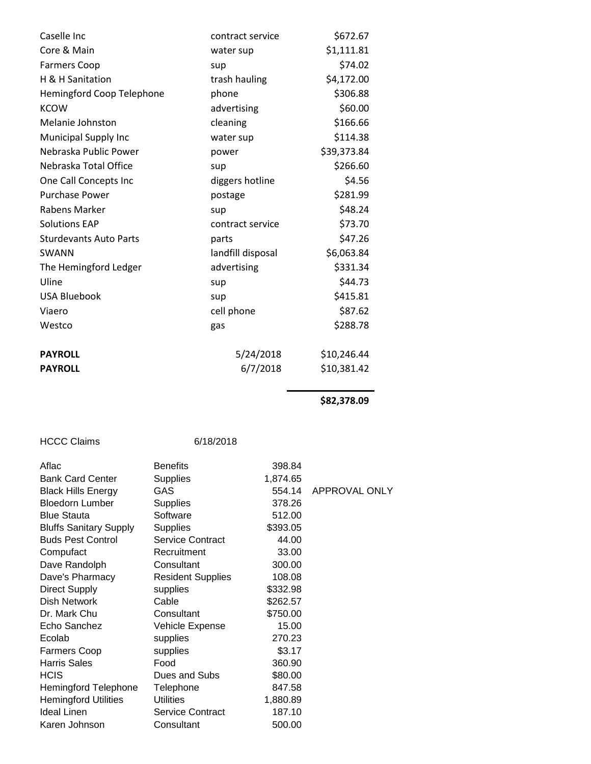| | | |
|---|---|---|
| Caselle Inc | contract service | $672.67 |
| Core & Main | water sup | $1,111.81 |
| Farmers Coop | sup | $74.02 |
| H & H Sanitation | trash hauling | $4,172.00 |
| Hemingford Coop Telephone | phone | $306.88 |
| KCOW | advertising | $60.00 |
| Melanie Johnston | cleaning | $166.66 |
| Municipal Supply Inc | water sup | $114.38 |
| Nebraska Public Power | power | $39,373.84 |
| Nebraska Total Office | sup | $266.60 |
| One Call Concepts Inc | diggers hotline | $4.56 |
| Purchase Power | postage | $281.99 |
| Rabens Marker | sup | $48.24 |
| Solutions EAP | contract service | $73.70 |
| Sturdevants Auto Parts | parts | $47.26 |
| SWANN | landfill disposal | $6,063.84 |
| The Hemingford Ledger | advertising | $331.34 |
| Uline | sup | $44.73 |
| USA Bluebook | sup | $415.81 |
| Viaero | cell phone | $87.62 |
| Westco | gas | $288.78 |
| | | |
| **PAYROLL** | 5/24/2018 | $10,246.44 |
| **PAYROLL** | 6/7/2018 | $10,381.42 |
| | | |
| | | **$82,378.09** |

HCCC Claims 6/18/2018

| | | | |
|---|---|---|---|
| Aflac | Benefits | 398.84 | |
| Bank Card Center | Supplies | 1,874.65 | |
| Black Hills Energy | GAS | 554.14 | APPROVAL ONLY |
| Bloedorn Lumber | Supplies | 378.26 | |
| Blue Stauta | Software | 512.00 | |
| Bluffs Sanitary Supply | Supplies | $393.05 | |
| Buds Pest Control | Service Contract | 44.00 | |
| Compufact | Recruitment | 33.00 | |
| Dave Randolph | Consultant | 300.00 | |
| Dave's Pharmacy | Resident Supplies | 108.08 | |
| Direct Supply | supplies | $332.98 | |
| Dish Network | Cable | $262.57 | |
| Dr. Mark Chu | Consultant | $750.00 | |
| Echo Sanchez | Vehicle Expense | 15.00 | |
| Ecolab | supplies | 270.23 | |
| Farmers Coop | supplies | $3.17 | |
| Harris Sales | Food | 360.90 | |
| HCIS | Dues and Subs | $80.00 | |
| Hemingford Telephone | Telephone | 847.58 | |
| Hemingford Utilities | Utilities | 1,880.89 | |
| Ideal Linen | Service Contract | 187.10 | |
| Karen Johnson | Consultant | 500.00 | |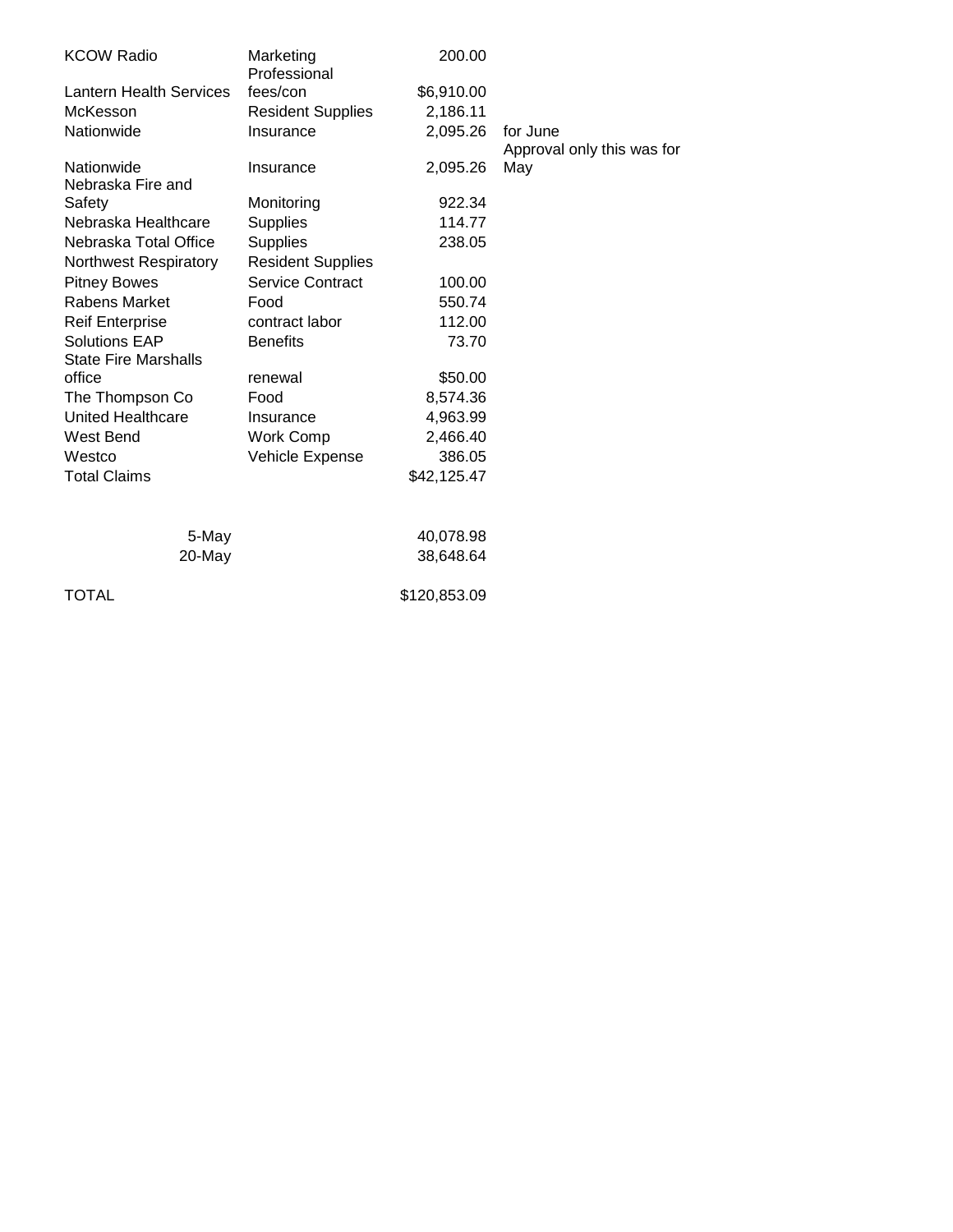| | | | |
|---|---|---|---|
| KCOW Radio | Marketing | 200.00 | |
| Lantern Health Services | Professional fees/con | $6,910.00 | |
| McKesson | Resident Supplies | 2,186.11 | |
| Nationwide | Insurance | 2,095.26 | for June |
| Nationwide | Insurance | 2,095.26 | Approval only this was for May |
| Nebraska Fire and Safety | Monitoring | 922.34 | |
| Nebraska Healthcare | Supplies | 114.77 | |
| Nebraska Total Office | Supplies | 238.05 | |
| Northwest Respiratory | Resident Supplies | | |
| Pitney Bowes | Service Contract | 100.00 | |
| Rabens Market | Food | 550.74 | |
| Reif Enterprise | contract labor | 112.00 | |
| Solutions EAP | Benefits | 73.70 | |
| State Fire Marshalls office | renewal | $50.00 | |
| The Thompson Co | Food | 8,574.36 | |
| United Healthcare | Insurance | 4,963.99 | |
| West Bend | Work Comp | 2,466.40 | |
| Westco | Vehicle Expense | 386.05 | |
| Total Claims | | $42,125.47 | |
| 5-May | | 40,078.98 | |
| 20-May | | 38,648.64 | |
| TOTAL | | $120,853.09 | |